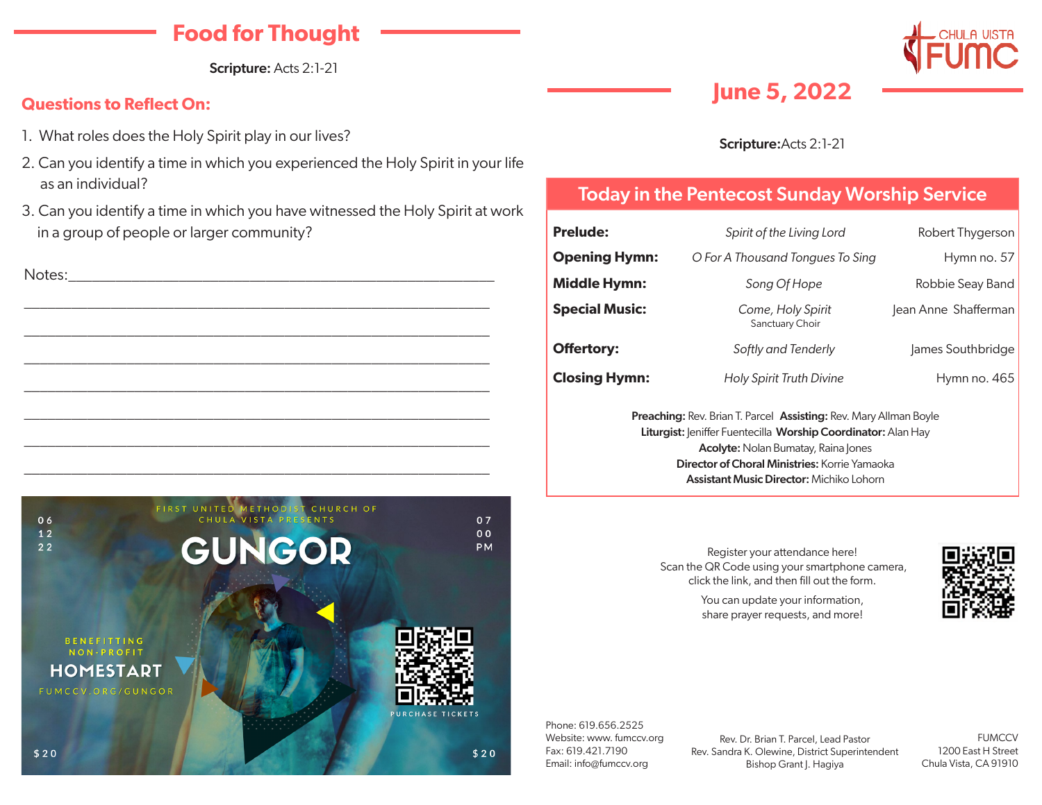## Food for Thought

**Scripture:** Acts 2:1-21

### Questions to Reflect On:

1. What roles does the Holy Spirit play in our lives?
2. Can you identify a time in which you experienced the Holy Spirit in your life as an individual?
3. Can you identify a time in which you have witnessed the Holy Spirit at work in a group of people or larger community?

Notes:\_\_\_\_\_\_\_\_\_\_\_\_\_\_\_\_\_\_\_\_\_\_\_\_\_\_\_\_\_\_\_\_\_\_\_\_\_\_\_\_\_\_\_\_\_\_\_\_

\_\_\_\_\_\_\_\_\_\_\_\_\_\_\_\_\_\_\_\_\_\_\_\_\_\_\_\_\_\_\_\_\_\_\_\_\_\_\_\_\_\_\_\_\_\_\_\_\_\_\_\_\_

\_\_\_\_\_\_\_\_\_\_\_\_\_\_\_\_\_\_\_\_\_\_\_\_\_\_\_\_\_\_\_\_\_\_\_\_\_\_\_\_\_\_\_\_\_\_\_\_\_\_\_\_\_

\_\_\_\_\_\_\_\_\_\_\_\_\_\_\_\_\_\_\_\_\_\_\_\_\_\_\_\_\_\_\_\_\_\_\_\_\_\_\_\_\_\_\_\_\_\_\_\_\_\_\_\_\_

\_\_\_\_\_\_\_\_\_\_\_\_\_\_\_\_\_\_\_\_\_\_\_\_\_\_\_\_\_\_\_\_\_\_\_\_\_\_\_\_\_\_\_\_\_\_\_\_\_\_\_\_\_

\_\_\_\_\_\_\_\_\_\_\_\_\_\_\_\_\_\_\_\_\_\_\_\_\_\_\_\_\_\_\_\_\_\_\_\_\_\_\_\_\_\_\_\_\_\_\_\_\_\_\_\_\_

\_\_\_\_\_\_\_\_\_\_\_\_\_\_\_\_\_\_\_\_\_\_\_\_\_\_\_\_\_\_\_\_\_\_\_\_\_\_\_\_\_\_\_\_\_\_\_\_\_\_\_\_\_

\_\_\_\_\_\_\_\_\_\_\_\_\_\_\_\_\_\_\_\_\_\_\_\_\_\_\_\_\_\_\_\_\_\_\_\_\_\_\_\_\_\_\_\_\_\_\_\_\_\_\_\_\_

FIRST UNITED METHODIST CHURCH OF CHULA VISTA PRESENTS

**GUNGOR**

06 12 22 — 07 00 PM

BENEFITTING NON-PROFIT **HOMESTART**

FUMCCV.ORG/GUNGOR

PURCHASE TICKETS

$20

---

CHULA VISTA FUMC

## June 5, 2022

**Scripture:** Acts 2:1-21

### Today in the Pentecost Sunday Worship Service

| | | |
|---|---|---|
| **Prelude:** | *Spirit of the Living Lord* | Robert Thygerson |
| **Opening Hymn:** | *O For A Thousand Tongues To Sing* | Hymn no. 57 |
| **Middle Hymn:** | *Song Of Hope* | Robbie Seay Band |
| **Special Music:** | *Come, Holy Spirit* Sanctuary Choir | Jean Anne Shafferman |
| **Offertory:** | *Softly and Tenderly* | James Southbridge |
| **Closing Hymn:** | *Holy Spirit Truth Divine* | Hymn no. 465 |

**Preaching:** Rev. Brian T. Parcel **Assisting:** Rev. Mary Allman Boyle
**Liturgist:** Jeniffer Fuentecilla **Worship Coordinator:** Alan Hay
**Acolyte:** Nolan Bumatay, Raina Jones
**Director of Choral Ministries:** Korrie Yamaoka
**Assistant Music Director:** Michiko Lohorn

Register your attendance here!
Scan the QR Code using your smartphone camera, click the link, and then fill out the form.

You can update your information, share prayer requests, and more!

Phone: 619.656.2525
Website: www. fumccv.org
Fax: 619.421.7190
Email: info@fumccv.org

Rev. Dr. Brian T. Parcel, Lead Pastor
Rev. Sandra K. Olewine, District Superintendent
Bishop Grant J. Hagiya

FUMCCV
1200 East H Street
Chula Vista, CA 91910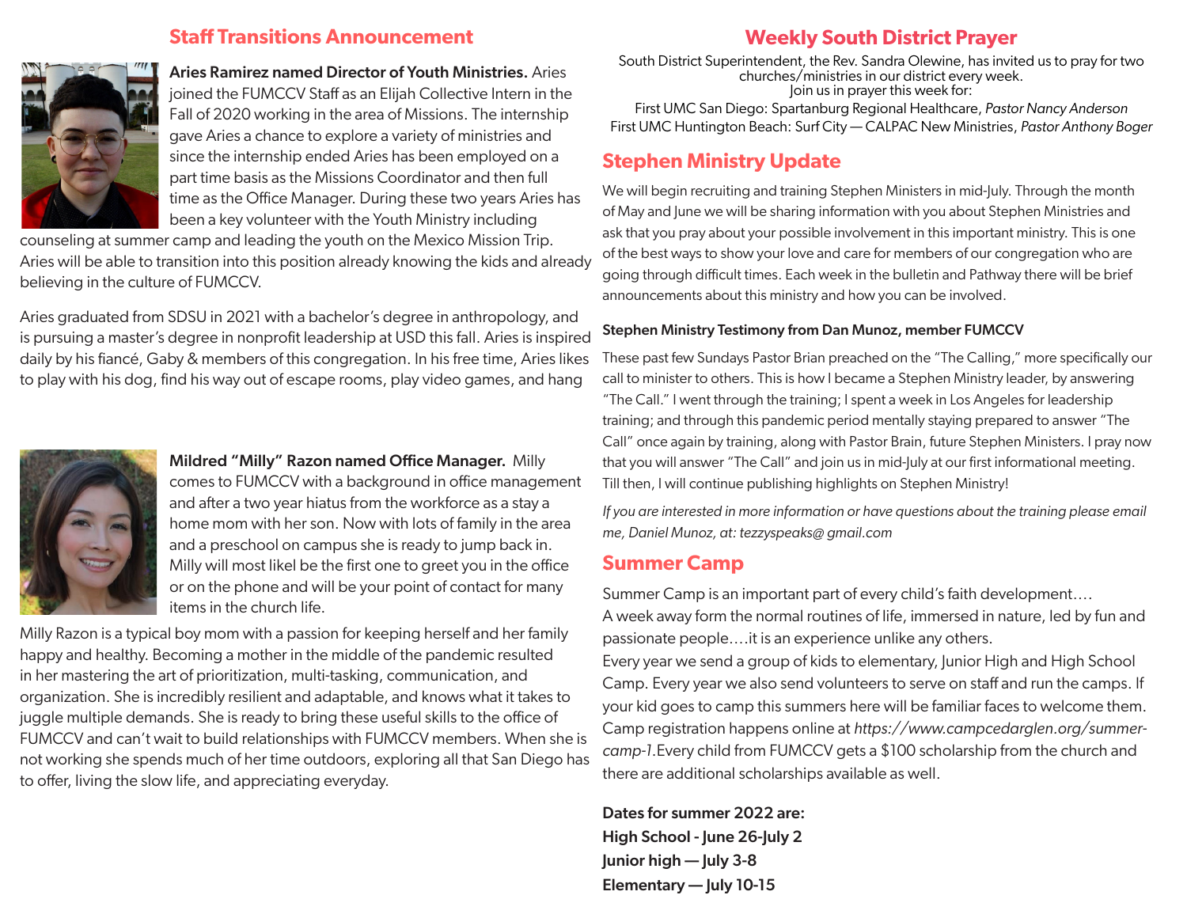## Staff Transitions Announcement

**Aries Ramirez named Director of Youth Ministries.** Aries joined the FUMCCV Staff as an Elijah Collective Intern in the Fall of 2020 working in the area of Missions. The internship gave Aries a chance to explore a variety of ministries and since the internship ended Aries has been employed on a part time basis as the Missions Coordinator and then full time as the Office Manager. During these two years Aries has been a key volunteer with the Youth Ministry including counseling at summer camp and leading the youth on the Mexico Mission Trip. Aries will be able to transition into this position already knowing the kids and already believing in the culture of FUMCCV.

Aries graduated from SDSU in 2021 with a bachelor's degree in anthropology, and is pursuing a master's degree in nonprofit leadership at USD this fall. Aries is inspired daily by his fiancé, Gaby & members of this congregation. In his free time, Aries likes to play with his dog, find his way out of escape rooms, play video games, and hang

**Mildred "Milly" Razon named Office Manager.** Milly comes to FUMCCV with a background in office management and after a two year hiatus from the workforce as a stay a home mom with her son. Now with lots of family in the area and a preschool on campus she is ready to jump back in. Milly will most likel be the first one to greet you in the office or on the phone and will be your point of contact for many items in the church life.

Milly Razon is a typical boy mom with a passion for keeping herself and her family happy and healthy. Becoming a mother in the middle of the pandemic resulted in her mastering the art of prioritization, multi-tasking, communication, and organization. She is incredibly resilient and adaptable, and knows what it takes to juggle multiple demands. She is ready to bring these useful skills to the office of FUMCCV and can't wait to build relationships with FUMCCV members. When she is not working she spends much of her time outdoors, exploring all that San Diego has to offer, living the slow life, and appreciating everyday.

## Weekly South District Prayer

South District Superintendent, the Rev. Sandra Olewine, has invited us to pray for two churches/ministries in our district every week.
Join us in prayer this week for:
First UMC San Diego: Spartanburg Regional Healthcare, *Pastor Nancy Anderson*
First UMC Huntington Beach: Surf City — CALPAC New Ministries, *Pastor Anthony Boger*

## Stephen Ministry Update

We will begin recruiting and training Stephen Ministers in mid-July. Through the month of May and June we will be sharing information with you about Stephen Ministries and ask that you pray about your possible involvement in this important ministry. This is one of the best ways to show your love and care for members of our congregation who are going through difficult times. Each week in the bulletin and Pathway there will be brief announcements about this ministry and how you can be involved.

**Stephen Ministry Testimony from Dan Munoz, member FUMCCV**

These past few Sundays Pastor Brian preached on the "The Calling," more specifically our call to minister to others. This is how I became a Stephen Ministry leader, by answering "The Call." I went through the training; I spent a week in Los Angeles for leadership training; and through this pandemic period mentally staying prepared to answer "The Call" once again by training, along with Pastor Brain, future Stephen Ministers. I pray now that you will answer "The Call" and join us in mid-July at our first informational meeting. Till then, I will continue publishing highlights on Stephen Ministry!

*If you are interested in more information or have questions about the training please email me, Daniel Munoz, at: tezzyspeaks@ gmail.com*

## Summer Camp

Summer Camp is an important part of every child's faith development….
A week away form the normal routines of life, immersed in nature, led by fun and passionate people….it is an experience unlike any others.
Every year we send a group of kids to elementary, Junior High and High School Camp. Every year we also send volunteers to serve on staff and run the camps. If your kid goes to camp this summers here will be familiar faces to welcome them. Camp registration happens online at *https://www.campcedarglen.org/summer-camp-1*.Every child from FUMCCV gets a $100 scholarship from the church and there are additional scholarships available as well.

**Dates for summer 2022 are:**
**High School - June 26-July 2**
**Junior high — July 3-8**
**Elementary — July 10-15**